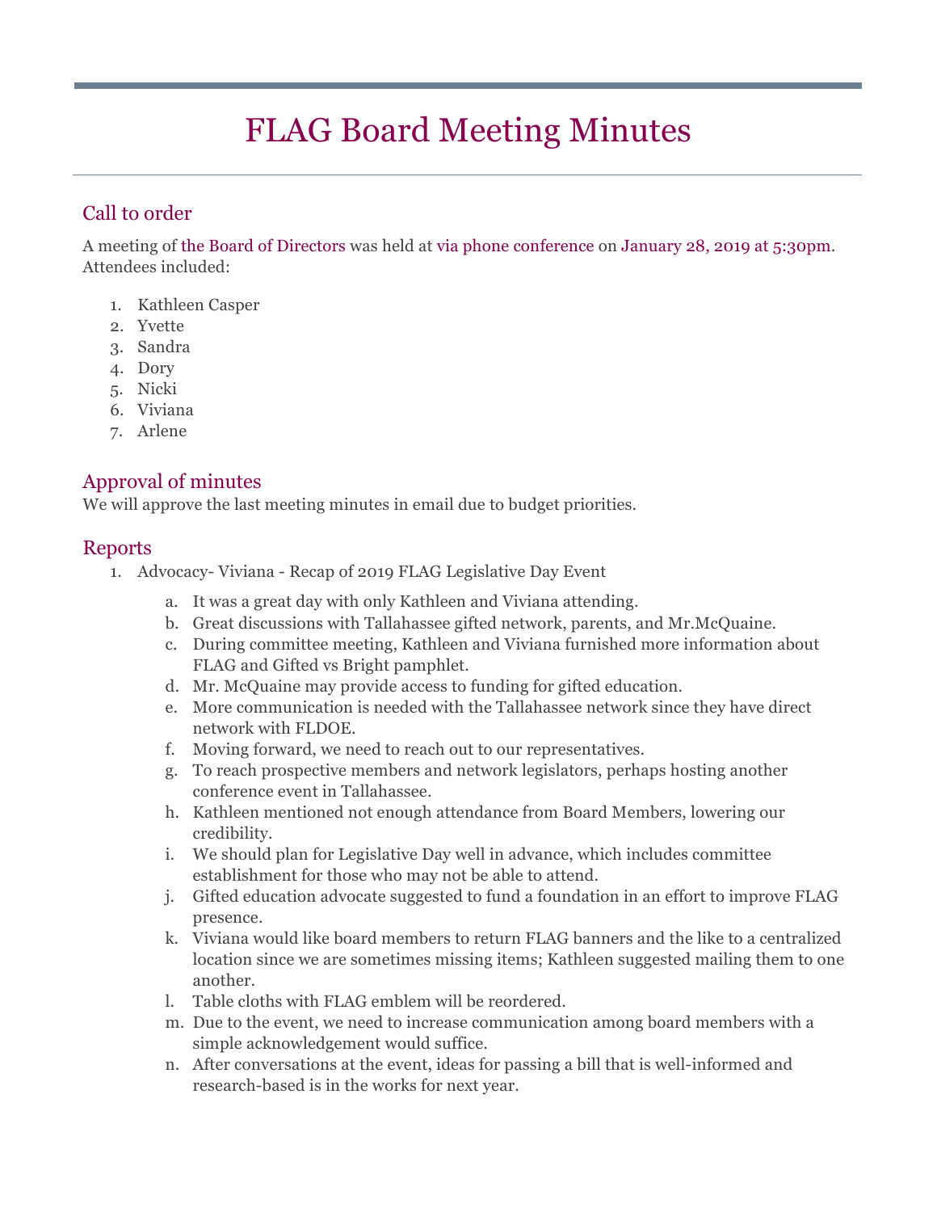# FLAG Board Meeting Minutes

## Call to order

A meeting of the Board of Directors was held at via phone conference on January 28, 2019 at 5:30pm. Attendees included:

1. Kathleen Casper
2. Yvette
3. Sandra
4. Dory
5. Nicki
6. Viviana
7. Arlene

## Approval of minutes

We will approve the last meeting minutes in email due to budget priorities.

## Reports

1. Advocacy- Viviana - Recap of 2019 FLAG Legislative Day Event
   a. It was a great day with only Kathleen and Viviana attending.
   b. Great discussions with Tallahassee gifted network, parents, and Mr.McQuaine.
   c. During committee meeting, Kathleen and Viviana furnished more information about FLAG and Gifted vs Bright pamphlet.
   d. Mr. McQuaine may provide access to funding for gifted education.
   e. More communication is needed with the Tallahassee network since they have direct network with FLDOE.
   f. Moving forward, we need to reach out to our representatives.
   g. To reach prospective members and network legislators, perhaps hosting another conference event in Tallahassee.
   h. Kathleen mentioned not enough attendance from Board Members, lowering our credibility.
   i. We should plan for Legislative Day well in advance, which includes committee establishment for those who may not be able to attend.
   j. Gifted education advocate suggested to fund a foundation in an effort to improve FLAG presence.
   k. Viviana would like board members to return FLAG banners and the like to a centralized location since we are sometimes missing items; Kathleen suggested mailing them to one another.
   l. Table cloths with FLAG emblem will be reordered.
   m. Due to the event, we need to increase communication among board members with a simple acknowledgement would suffice.
   n. After conversations at the event, ideas for passing a bill that is well-informed and research-based is in the works for next year.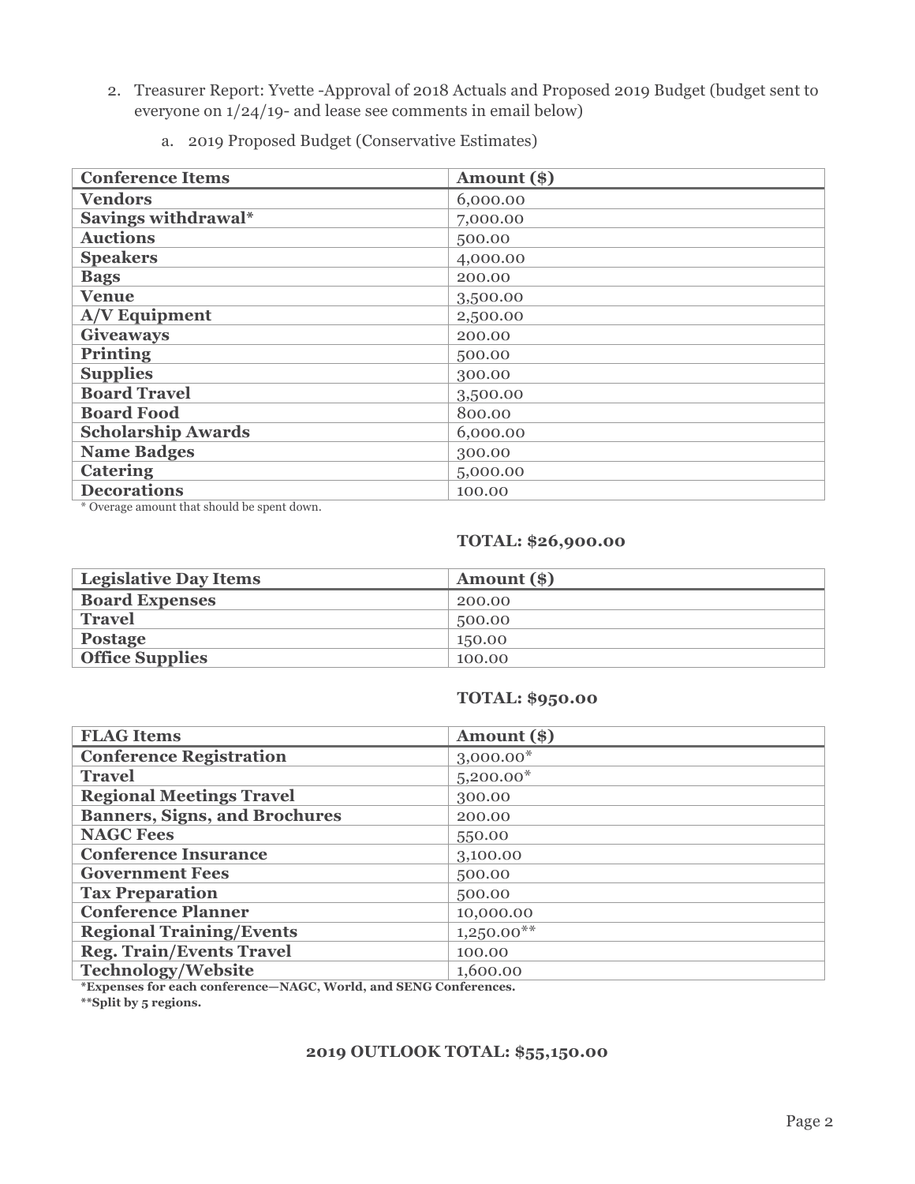2. Treasurer Report: Yvette -Approval of 2018 Actuals and Proposed 2019 Budget (budget sent to everyone on 1/24/19- and lease see comments in email below)

   a. 2019 Proposed Budget (Conservative Estimates)

| **Conference Items** | **Amount ($)** |
|---|---|
| **Vendors** | 6,000.00 |
| **Savings withdrawal*** | 7,000.00 |
| **Auctions** | 500.00 |
| **Speakers** | 4,000.00 |
| **Bags** | 200.00 |
| **Venue** | 3,500.00 |
| **A/V Equipment** | 2,500.00 |
| **Giveaways** | 200.00 |
| **Printing** | 500.00 |
| **Supplies** | 300.00 |
| **Board Travel** | 3,500.00 |
| **Board Food** | 800.00 |
| **Scholarship Awards** | 6,000.00 |
| **Name Badges** | 300.00 |
| **Catering** | 5,000.00 |
| **Decorations** | 100.00 |

* Overage amount that should be spent down.

**TOTAL: $26,900.00**

| **Legislative Day Items** | **Amount ($)** |
|---|---|
| **Board Expenses** | 200.00 |
| **Travel** | 500.00 |
| **Postage** | 150.00 |
| **Office Supplies** | 100.00 |

**TOTAL: $950.00**

| **FLAG Items** | **Amount ($)** |
|---|---|
| **Conference Registration** | 3,000.00* |
| **Travel** | 5,200.00* |
| **Regional Meetings Travel** | 300.00 |
| **Banners, Signs, and Brochures** | 200.00 |
| **NAGC Fees** | 550.00 |
| **Conference Insurance** | 3,100.00 |
| **Government Fees** | 500.00 |
| **Tax Preparation** | 500.00 |
| **Conference Planner** | 10,000.00 |
| **Regional Training/Events** | 1,250.00** |
| **Reg. Train/Events Travel** | 100.00 |
| **Technology/Website** | 1,600.00 |

***Expenses for each conference—NAGC, World, and SENG Conferences.**

****Split by 5 regions.**

**2019 OUTLOOK TOTAL: $55,150.00**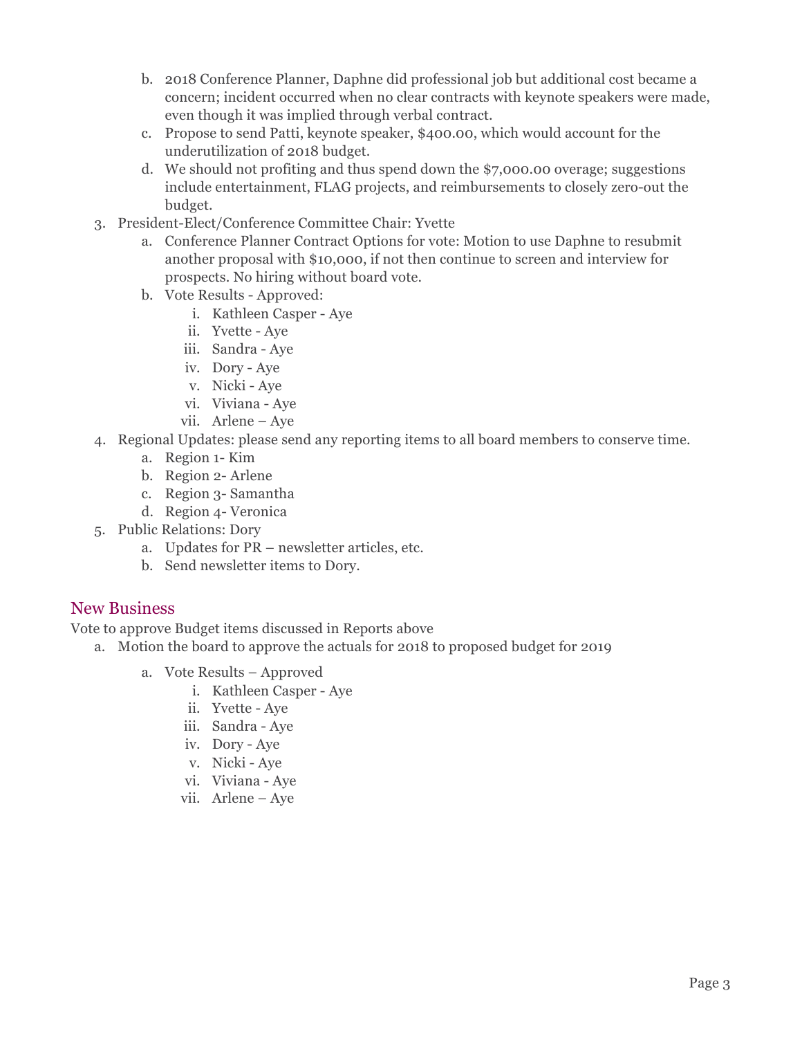b. 2018 Conference Planner, Daphne did professional job but additional cost became a concern; incident occurred when no clear contracts with keynote speakers were made, even though it was implied through verbal contract.
   c. Propose to send Patti, keynote speaker, $400.00, which would account for the underutilization of 2018 budget.
   d. We should not profiting and thus spend down the $7,000.00 overage; suggestions include entertainment, FLAG projects, and reimbursements to closely zero-out the budget.

3. President-Elect/Conference Committee Chair: Yvette
   a. Conference Planner Contract Options for vote: Motion to use Daphne to resubmit another proposal with $10,000, if not then continue to screen and interview for prospects. No hiring without board vote.
   b. Vote Results - Approved:
      i. Kathleen Casper - Aye
      ii. Yvette - Aye
      iii. Sandra - Aye
      iv. Dory - Aye
      v. Nicki - Aye
      vi. Viviana - Aye
      vii. Arlene – Aye
4. Regional Updates: please send any reporting items to all board members to conserve time.
   a. Region 1- Kim
   b. Region 2- Arlene
   c. Region 3- Samantha
   d. Region 4- Veronica
5. Public Relations: Dory
   a. Updates for PR – newsletter articles, etc.
   b. Send newsletter items to Dory.

## New Business

Vote to approve Budget items discussed in Reports above

a. Motion the board to approve the actuals for 2018 to proposed budget for 2019

   a. Vote Results – Approved
      i. Kathleen Casper - Aye
      ii. Yvette - Aye
      iii. Sandra - Aye
      iv. Dory - Aye
      v. Nicki - Aye
      vi. Viviana - Aye
      vii. Arlene – Aye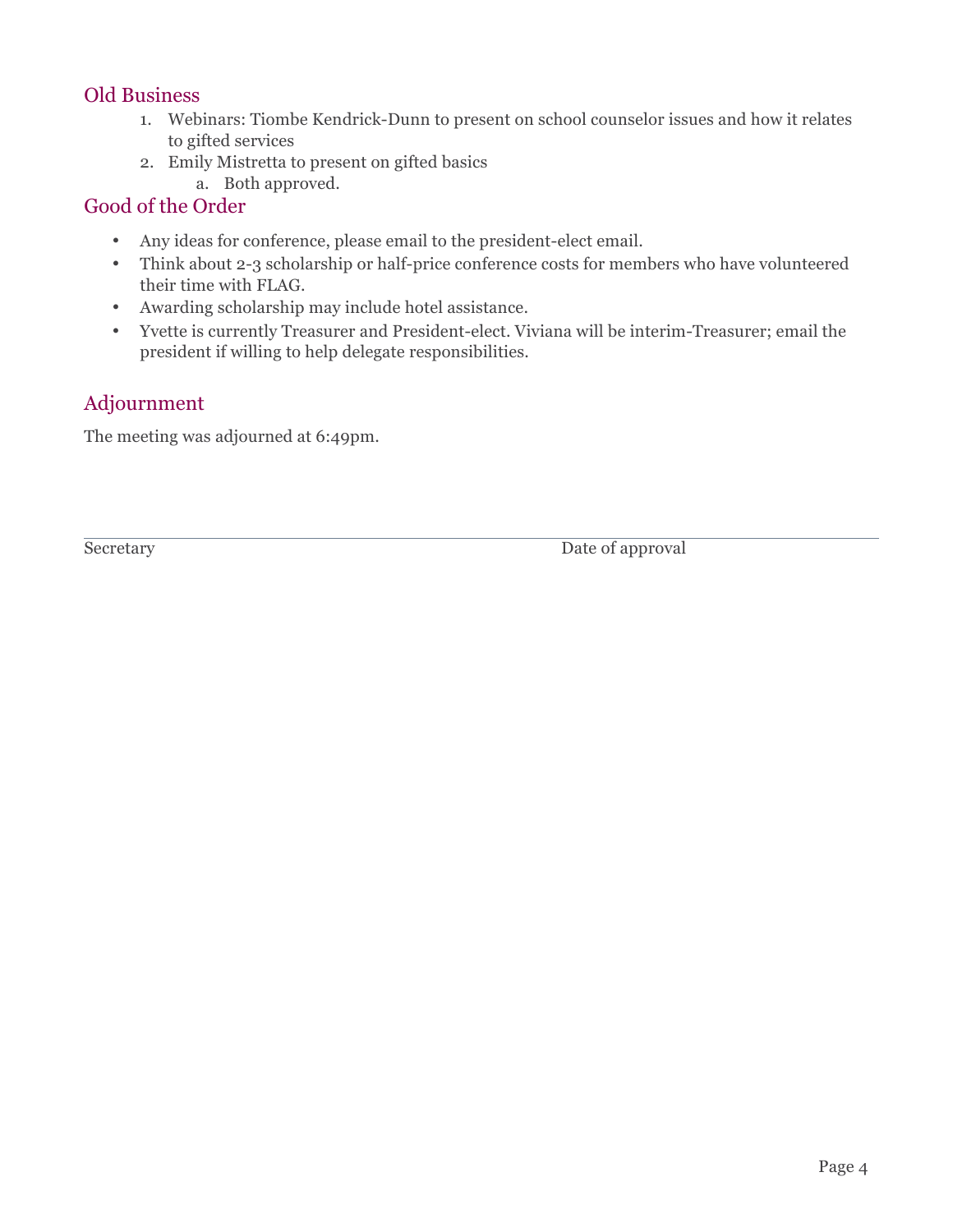## Old Business

1. Webinars: Tiombe Kendrick-Dunn to present on school counselor issues and how it relates to gifted services
2. Emily Mistretta to present on gifted basics
    a. Both approved.

## Good of the Order

- Any ideas for conference, please email to the president-elect email.
- Think about 2-3 scholarship or half-price conference costs for members who have volunteered their time with FLAG.
- Awarding scholarship may include hotel assistance.
- Yvette is currently Treasurer and President-elect. Viviana will be interim-Treasurer; email the president if willing to help delegate responsibilities.

## Adjournment

The meeting was adjourned at 6:49pm.

---

Secretary                                                                 Date of approval